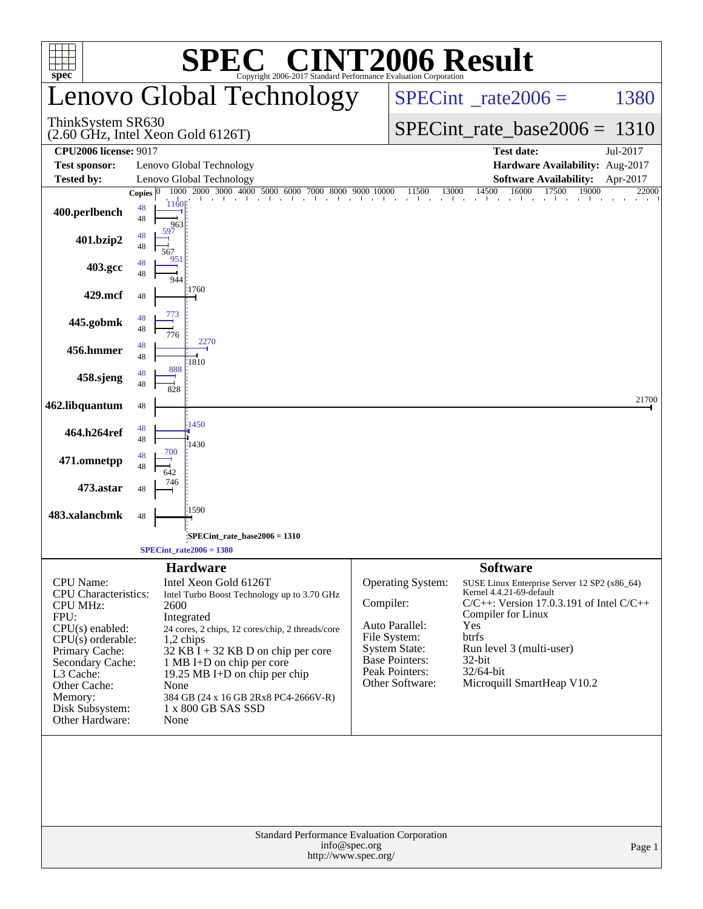# SPEC® CINT2006 Result

Copyright 2006-2017 Standard Performance Evaluation Corporation

## Lenovo Global Technology

ThinkSystem SR630
(2.60 GHz, Intel Xeon Gold 6126T)

SPECint®_rate2006 = 1380

SPECint_rate_base2006 = 1310

| | | | |
|---|---|---|---|
| **CPU2006 license:** 9017 | | **Test date:** | Jul-2017 |
| **Test sponsor:** | Lenovo Global Technology | **Hardware Availability:** | Aug-2017 |
| **Tested by:** | Lenovo Global Technology | **Software Availability:** | Apr-2017 |

Copies 0 1000 2000 3000 4000 5000 6000 7000 8000 9000 10000 11500 13000 14500 16000 17500 19000 22000

400.perlbench 48 48 1160 963

401.bzip2 48 48 597 567

403.gcc 48 48 951 944

429.mcf 48 1760

445.gobmk 48 48 773 776

456.hmmer 48 48 2270 1810

458.sjeng 48 48 888 828

462.libquantum 48 21700

464.h264ref 48 48 1450 1430

471.omnetpp 48 48 700 642

473.astar 48 746

483.xalancbmk 48 1590

SPECint_rate_base2006 = 1310

SPECint_rate2006 = 1380

### Hardware

| | |
|---|---|
| CPU Name: | Intel Xeon Gold 6126T |
| CPU Characteristics: | Intel Turbo Boost Technology up to 3.70 GHz |
| CPU MHz: | 2600 |
| FPU: | Integrated |
| CPU(s) enabled: | 24 cores, 2 chips, 12 cores/chip, 2 threads/core |
| CPU(s) orderable: | 1,2 chips |
| Primary Cache: | 32 KB I + 32 KB D on chip per core |
| Secondary Cache: | 1 MB I+D on chip per core |
| L3 Cache: | 19.25 MB I+D on chip per chip |
| Other Cache: | None |
| Memory: | 384 GB (24 x 16 GB 2Rx8 PC4-2666V-R) |
| Disk Subsystem: | 1 x 800 GB SAS SSD |
| Other Hardware: | None |

### Software

| | |
|---|---|
| Operating System: | SUSE Linux Enterprise Server 12 SP2 (x86_64) Kernel 4.4.21-69-default |
| Compiler: | C/C++: Version 17.0.3.191 of Intel C/C++ Compiler for Linux |
| Auto Parallel: | Yes |
| File System: | btrfs |
| System State: | Run level 3 (multi-user) |
| Base Pointers: | 32-bit |
| Peak Pointers: | 32/64-bit |
| Other Software: | Microquill SmartHeap V10.2 |

Standard Performance Evaluation Corporation
info@spec.org
http://www.spec.org/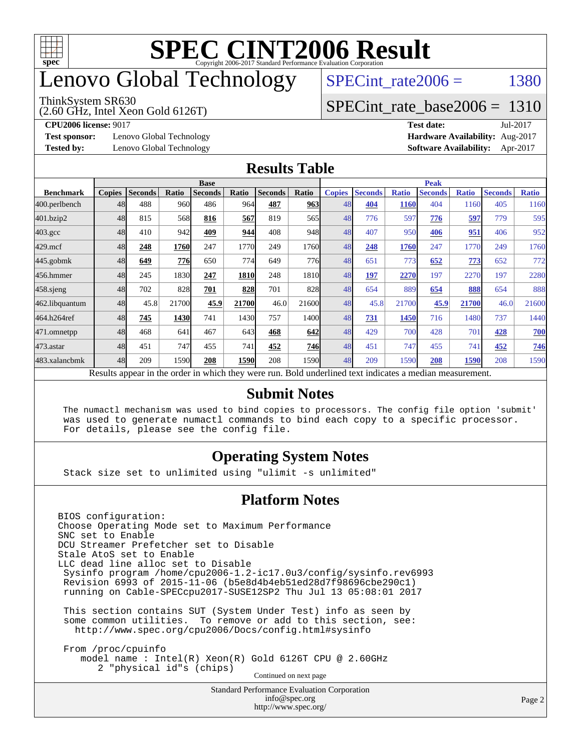# SPEC CINT2006 Result

Copyright 2006-2017 Standard Performance Evaluation Corporation

# Lenovo Global Technology

ThinkSystem SR630
(2.60 GHz, Intel Xeon Gold 6126T)

SPECint_rate2006 = 1380

SPECint_rate_base2006 = 1310

**CPU2006 license:** 9017
**Test sponsor:** Lenovo Global Technology
**Tested by:** Lenovo Global Technology

**Test date:** Jul-2017
**Hardware Availability:** Aug-2017
**Software Availability:** Apr-2017

## Results Table

| | Base | | | | | | | Peak | | | | | | |
|---|---|---|---|---|---|---|---|---|---|---|---|---|---|---|
| **Benchmark** | **Copies** | **Seconds** | **Ratio** | **Seconds** | **Ratio** | **Seconds** | **Ratio** | **Copies** | **Seconds** | **Ratio** | **Seconds** | **Ratio** | **Seconds** | **Ratio** |
| 400.perlbench | 48 | 488 | 960 | 486 | 964 | **487** | **963** | 48 | **404** | **1160** | 404 | 1160 | 405 | 1160 |
| 401.bzip2 | 48 | 815 | 568 | **816** | **567** | 819 | 565 | 48 | 776 | 597 | **776** | **597** | 779 | 595 |
| 403.gcc | 48 | 410 | 942 | **409** | **944** | 408 | 948 | 48 | 407 | 950 | **406** | **951** | 406 | 952 |
| 429.mcf | 48 | **248** | **1760** | 247 | 1770 | 249 | 1760 | 48 | **248** | **1760** | 247 | 1770 | 249 | 1760 |
| 445.gobmk | 48 | **649** | **776** | 650 | 774 | 649 | 776 | 48 | 651 | 773 | **652** | **773** | 652 | 772 |
| 456.hmmer | 48 | 245 | 1830 | **247** | **1810** | 248 | 1810 | 48 | **197** | **2270** | 197 | 2270 | 197 | 2280 |
| 458.sjeng | 48 | 702 | 828 | **701** | **828** | 701 | 828 | 48 | 654 | 889 | **654** | **888** | 654 | 888 |
| 462.libquantum | 48 | 45.8 | 21700 | **45.9** | **21700** | 46.0 | 21600 | 48 | 45.8 | 21700 | **45.9** | **21700** | 46.0 | 21600 |
| 464.h264ref | 48 | **745** | **1430** | 741 | 1430 | 757 | 1400 | 48 | **731** | **1450** | 716 | 1480 | 737 | 1440 |
| 471.omnetpp | 48 | 468 | 641 | 467 | 643 | **468** | **642** | 48 | 429 | 700 | 428 | 701 | **428** | **700** |
| 473.astar | 48 | 451 | 747 | 455 | 741 | **452** | **746** | 48 | 451 | 747 | 455 | 741 | **452** | **746** |
| 483.xalancbmk | 48 | 209 | 1590 | **208** | **1590** | 208 | 1590 | 48 | 209 | 1590 | **208** | **1590** | 208 | 1590 |

Results appear in the order in which they were run. Bold underlined text indicates a median measurement.

## Submit Notes

```
The numactl mechanism was used to bind copies to processors. The config file option 'submit'
was used to generate numactl commands to bind each copy to a specific processor.
For details, please see the config file.
```

## Operating System Notes

```
Stack size set to unlimited using "ulimit -s unlimited"
```

## Platform Notes

```
BIOS configuration:
Choose Operating Mode set to Maximum Performance
SNC set to Enable
DCU Streamer Prefetcher set to Disable
Stale AtoS set to Enable
LLC dead line alloc set to Disable
 Sysinfo program /home/cpu2006-1.2-ic17.0u3/config/sysinfo.rev6993
 Revision 6993 of 2015-11-06 (b5e8d4b4eb51ed28d7f98696cbe290c1)
 running on Cable-SPECcpu2017-SUSE12SP2 Thu Jul 13 05:08:01 2017

 This section contains SUT (System Under Test) info as seen by
 some common utilities.  To remove or add to this section, see:
   http://www.spec.org/cpu2006/Docs/config.html#sysinfo

 From /proc/cpuinfo
    model name : Intel(R) Xeon(R) Gold 6126T CPU @ 2.60GHz
       2 "physical id"s (chips)
```

Continued on next page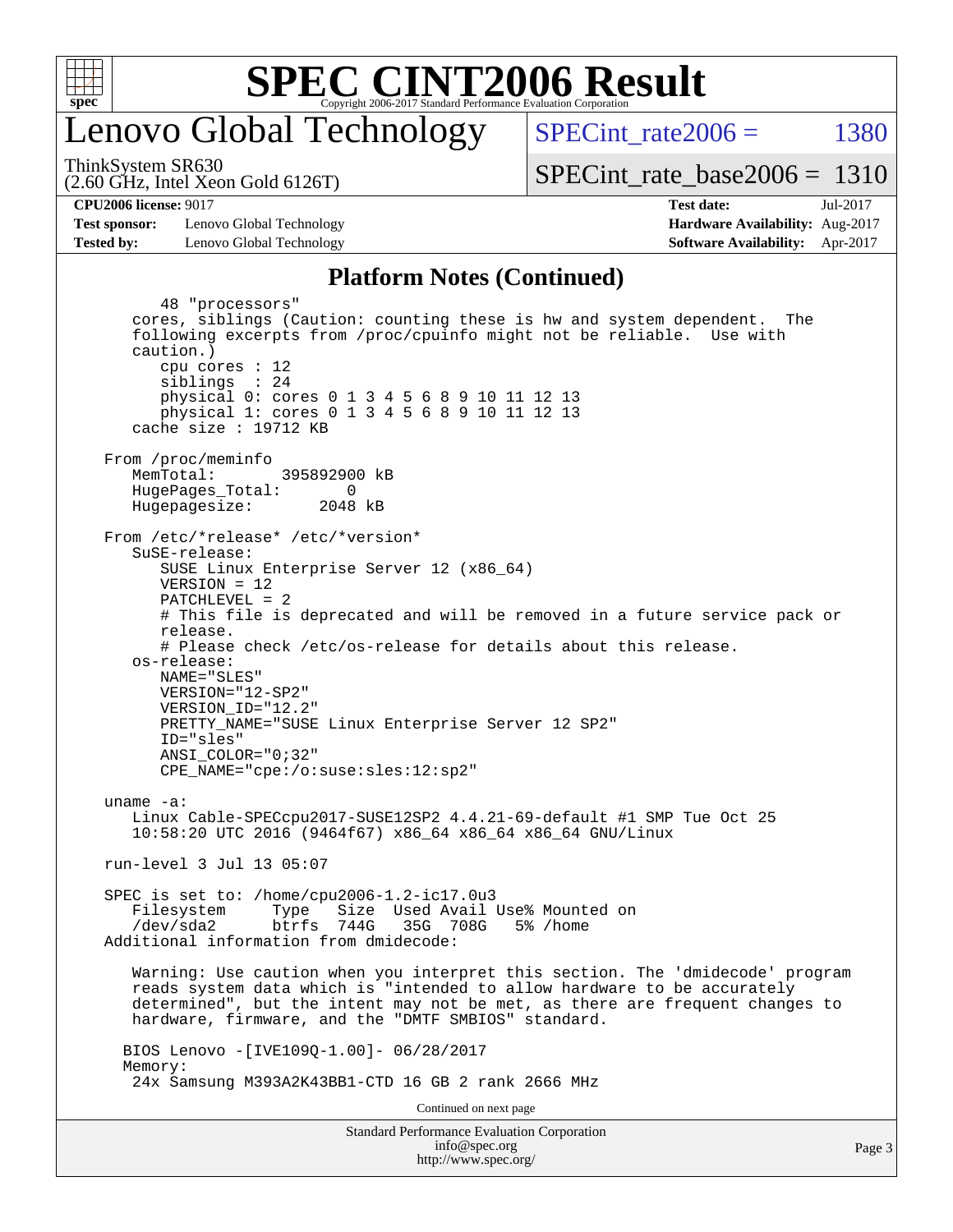# Lenovo Global Technology

ThinkSystem SR630
(2.60 GHz, Intel Xeon Gold 6126T)

SPECint_rate2006 = 1380

SPECint_rate_base2006 = 1310

**CPU2006 license:** 9017
**Test sponsor:** Lenovo Global Technology
**Tested by:** Lenovo Global Technology

**Test date:** Jul-2017
**Hardware Availability:** Aug-2017
**Software Availability:** Apr-2017

## Platform Notes (Continued)

```
         48 "processors"
      cores, siblings (Caution: counting these is hw and system dependent.  The
      following excerpts from /proc/cpuinfo might not be reliable.  Use with
      caution.)
         cpu cores : 12
         siblings  : 24
         physical 0: cores 0 1 3 4 5 6 8 9 10 11 12 13
         physical 1: cores 0 1 3 4 5 6 8 9 10 11 12 13
      cache size : 19712 KB

   From /proc/meminfo
      MemTotal:       395892900 kB
      HugePages_Total:       0
      Hugepagesize:       2048 kB

   From /etc/*release* /etc/*version*
      SuSE-release:
         SUSE Linux Enterprise Server 12 (x86_64)
         VERSION = 12
         PATCHLEVEL = 2
         # This file is deprecated and will be removed in a future service pack or
         release.
         # Please check /etc/os-release for details about this release.
      os-release:
         NAME="SLES"
         VERSION="12-SP2"
         VERSION_ID="12.2"
         PRETTY_NAME="SUSE Linux Enterprise Server 12 SP2"
         ID="sles"
         ANSI_COLOR="0;32"
         CPE_NAME="cpe:/o:suse:sles:12:sp2"

   uname -a:
      Linux Cable-SPECcpu2017-SUSE12SP2 4.4.21-69-default #1 SMP Tue Oct 25
      10:58:20 UTC 2016 (9464f67) x86_64 x86_64 x86_64 GNU/Linux

   run-level 3 Jul 13 05:07

   SPEC is set to: /home/cpu2006-1.2-ic17.0u3
      Filesystem     Type   Size  Used Avail Use% Mounted on
      /dev/sda2      btrfs  744G   35G  708G   5% /home
   Additional information from dmidecode:

      Warning: Use caution when you interpret this section. The 'dmidecode' program
      reads system data which is "intended to allow hardware to be accurately
      determined", but the intent may not be met, as there are frequent changes to
      hardware, firmware, and the "DMTF SMBIOS" standard.

     BIOS Lenovo -[IVE109Q-1.00]- 06/28/2017
     Memory:
      24x Samsung M393A2K43BB1-CTD 16 GB 2 rank 2666 MHz
```

Continued on next page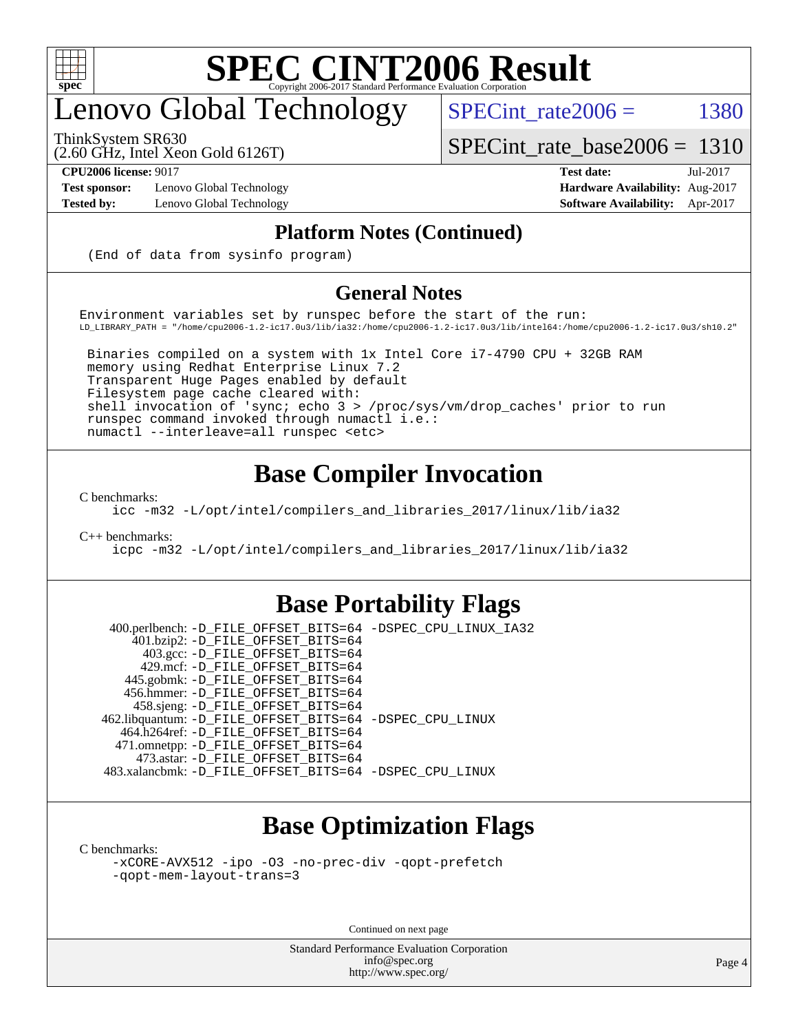# SPEC CINT2006 Result

Copyright 2006-2017 Standard Performance Evaluation Corporation

# Lenovo Global Technology

ThinkSystem SR630
(2.60 GHz, Intel Xeon Gold 6126T)

SPECint_rate2006 = 1380

SPECint_rate_base2006 = 1310

**CPU2006 license:** 9017
**Test sponsor:** Lenovo Global Technology
**Tested by:** Lenovo Global Technology

**Test date:** Jul-2017
**Hardware Availability:** Aug-2017
**Software Availability:** Apr-2017

## Platform Notes (Continued)

```
(End of data from sysinfo program)
```

## General Notes

```
Environment variables set by runspec before the start of the run:
LD_LIBRARY_PATH = "/home/cpu2006-1.2-ic17.0u3/lib/ia32:/home/cpu2006-1.2-ic17.0u3/lib/intel64:/home/cpu2006-1.2-ic17.0u3/sh10.2"

 Binaries compiled on a system with 1x Intel Core i7-4790 CPU + 32GB RAM
 memory using Redhat Enterprise Linux 7.2
 Transparent Huge Pages enabled by default
 Filesystem page cache cleared with:
 shell invocation of 'sync; echo 3 > /proc/sys/vm/drop_caches' prior to run
 runspec command invoked through numactl i.e.:
 numactl --interleave=all runspec <etc>
```

## Base Compiler Invocation

C benchmarks:
```
icc -m32 -L/opt/intel/compilers_and_libraries_2017/linux/lib/ia32
```

C++ benchmarks:
```
icpc -m32 -L/opt/intel/compilers_and_libraries_2017/linux/lib/ia32
```

## Base Portability Flags

```
  400.perlbench: -D_FILE_OFFSET_BITS=64 -DSPEC_CPU_LINUX_IA32
      401.bzip2: -D_FILE_OFFSET_BITS=64
        403.gcc: -D_FILE_OFFSET_BITS=64
        429.mcf: -D_FILE_OFFSET_BITS=64
      445.gobmk: -D_FILE_OFFSET_BITS=64
      456.hmmer: -D_FILE_OFFSET_BITS=64
      458.sjeng: -D_FILE_OFFSET_BITS=64
 462.libquantum: -D_FILE_OFFSET_BITS=64 -DSPEC_CPU_LINUX
    464.h264ref: -D_FILE_OFFSET_BITS=64
    471.omnetpp: -D_FILE_OFFSET_BITS=64
      473.astar: -D_FILE_OFFSET_BITS=64
 483.xalancbmk: -D_FILE_OFFSET_BITS=64 -DSPEC_CPU_LINUX
```

## Base Optimization Flags

C benchmarks:
```
-xCORE-AVX512 -ipo -O3 -no-prec-div -qopt-prefetch
-qopt-mem-layout-trans=3
```

Continued on next page

Standard Performance Evaluation Corporation
info@spec.org
http://www.spec.org/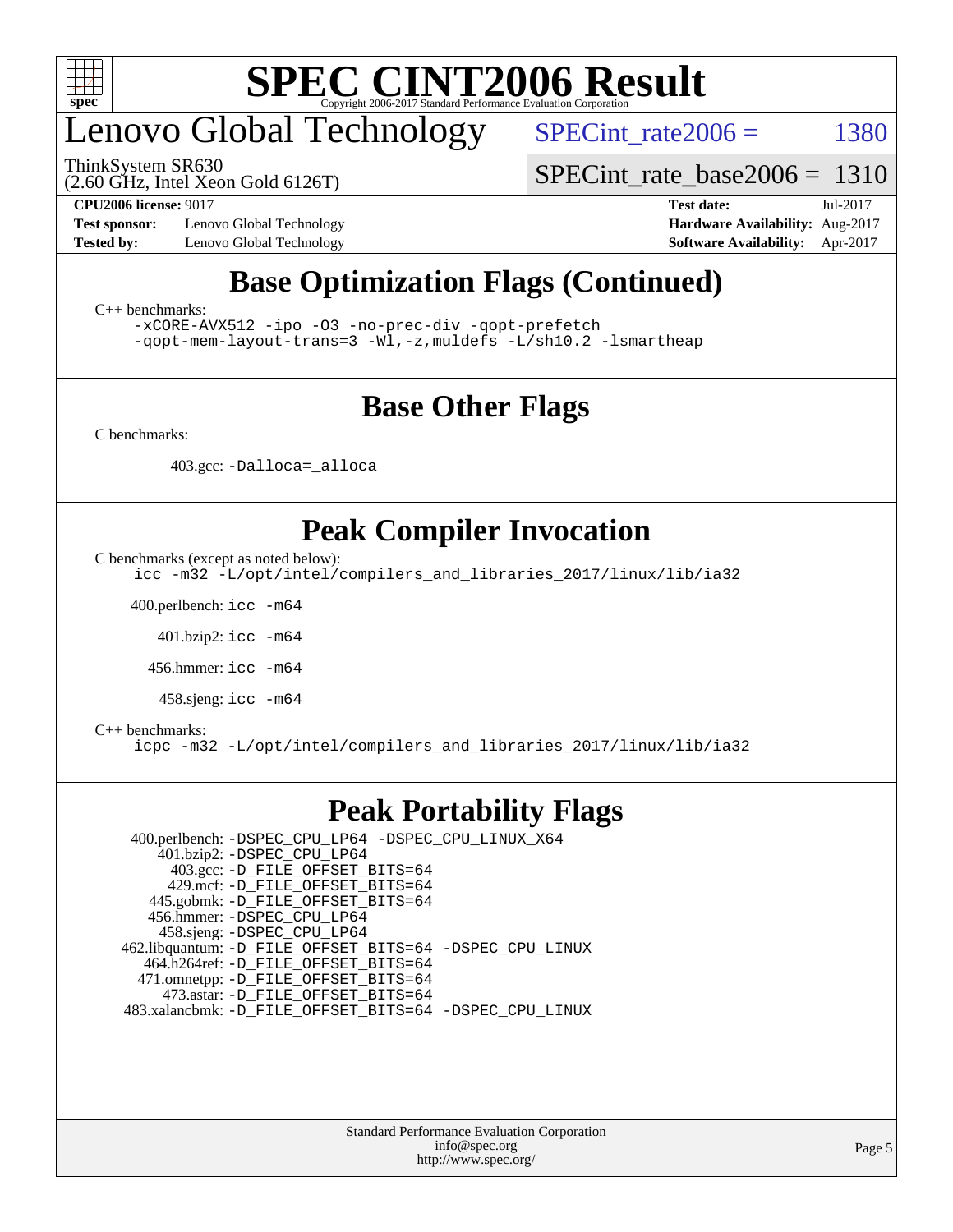# Lenovo Global Technology

ThinkSystem SR630
(2.60 GHz, Intel Xeon Gold 6126T)

SPECint_rate2006 = 1380

SPECint_rate_base2006 = 1310

**CPU2006 license:** 9017
**Test sponsor:** Lenovo Global Technology
**Tested by:** Lenovo Global Technology

**Test date:** Jul-2017
**Hardware Availability:** Aug-2017
**Software Availability:** Apr-2017

## Base Optimization Flags (Continued)

C++ benchmarks:

```
-xCORE-AVX512 -ipo -O3 -no-prec-div -qopt-prefetch
-qopt-mem-layout-trans=3 -Wl,-z,muldefs -L/sh10.2 -lsmartheap
```

## Base Other Flags

C benchmarks:

403.gcc: `-Dalloca=_alloca`

## Peak Compiler Invocation

C benchmarks (except as noted below):

```
icc -m32 -L/opt/intel/compilers_and_libraries_2017/linux/lib/ia32
```

400.perlbench: `icc -m64`

401.bzip2: `icc -m64`

456.hmmer: `icc -m64`

458.sjeng: `icc -m64`

C++ benchmarks:

```
icpc -m32 -L/opt/intel/compilers_and_libraries_2017/linux/lib/ia32
```

## Peak Portability Flags

400.perlbench: `-DSPEC_CPU_LP64 -DSPEC_CPU_LINUX_X64`
401.bzip2: `-DSPEC_CPU_LP64`
403.gcc: `-D_FILE_OFFSET_BITS=64`
429.mcf: `-D_FILE_OFFSET_BITS=64`
445.gobmk: `-D_FILE_OFFSET_BITS=64`
456.hmmer: `-DSPEC_CPU_LP64`
458.sjeng: `-DSPEC_CPU_LP64`
462.libquantum: `-D_FILE_OFFSET_BITS=64 -DSPEC_CPU_LINUX`
464.h264ref: `-D_FILE_OFFSET_BITS=64`
471.omnetpp: `-D_FILE_OFFSET_BITS=64`
473.astar: `-D_FILE_OFFSET_BITS=64`
483.xalancbmk: `-D_FILE_OFFSET_BITS=64 -DSPEC_CPU_LINUX`

Standard Performance Evaluation Corporation
info@spec.org
http://www.spec.org/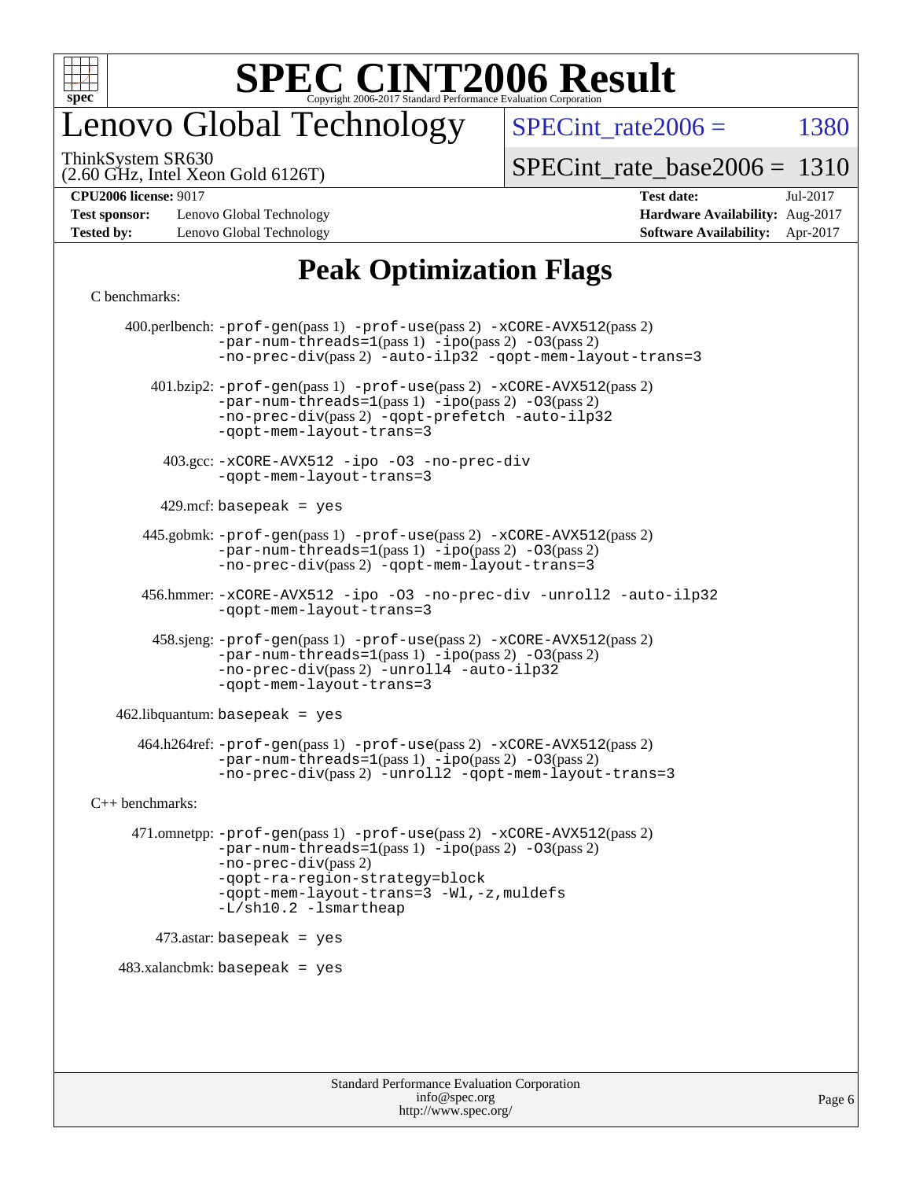# SPEC CINT2006 Result

Copyright 2006-2017 Standard Performance Evaluation Corporation

# Lenovo Global Technology

ThinkSystem SR630
(2.60 GHz, Intel Xeon Gold 6126T)

SPECint_rate2006 = 1380

SPECint_rate_base2006 = 1310

**CPU2006 license:** 9017
**Test sponsor:** Lenovo Global Technology
**Tested by:** Lenovo Global Technology

**Test date:** Jul-2017
**Hardware Availability:** Aug-2017
**Software Availability:** Apr-2017

## Peak Optimization Flags

C benchmarks:

400.perlbench: -prof-gen(pass 1) -prof-use(pass 2) -xCORE-AVX512(pass 2) -par-num-threads=1(pass 1) -ipo(pass 2) -O3(pass 2) -no-prec-div(pass 2) -auto-ilp32 -qopt-mem-layout-trans=3

401.bzip2: -prof-gen(pass 1) -prof-use(pass 2) -xCORE-AVX512(pass 2) -par-num-threads=1(pass 1) -ipo(pass 2) -O3(pass 2) -no-prec-div(pass 2) -qopt-prefetch -auto-ilp32 -qopt-mem-layout-trans=3

403.gcc: -xCORE-AVX512 -ipo -O3 -no-prec-div -qopt-mem-layout-trans=3

429.mcf: basepeak = yes

445.gobmk: -prof-gen(pass 1) -prof-use(pass 2) -xCORE-AVX512(pass 2) -par-num-threads=1(pass 1) -ipo(pass 2) -O3(pass 2) -no-prec-div(pass 2) -qopt-mem-layout-trans=3

456.hmmer: -xCORE-AVX512 -ipo -O3 -no-prec-div -unroll2 -auto-ilp32 -qopt-mem-layout-trans=3

458.sjeng: -prof-gen(pass 1) -prof-use(pass 2) -xCORE-AVX512(pass 2) -par-num-threads=1(pass 1) -ipo(pass 2) -O3(pass 2) -no-prec-div(pass 2) -unroll4 -auto-ilp32 -qopt-mem-layout-trans=3

462.libquantum: basepeak = yes

464.h264ref: -prof-gen(pass 1) -prof-use(pass 2) -xCORE-AVX512(pass 2) -par-num-threads=1(pass 1) -ipo(pass 2) -O3(pass 2) -no-prec-div(pass 2) -unroll2 -qopt-mem-layout-trans=3

C++ benchmarks:

471.omnetpp: -prof-gen(pass 1) -prof-use(pass 2) -xCORE-AVX512(pass 2) -par-num-threads=1(pass 1) -ipo(pass 2) -O3(pass 2) -no-prec-div(pass 2) -qopt-ra-region-strategy=block -qopt-mem-layout-trans=3 -Wl,-z,muldefs -L/sh10.2 -lsmartheap

473.astar: basepeak = yes

483.xalancbmk: basepeak = yes

Standard Performance Evaluation Corporation
info@spec.org
http://www.spec.org/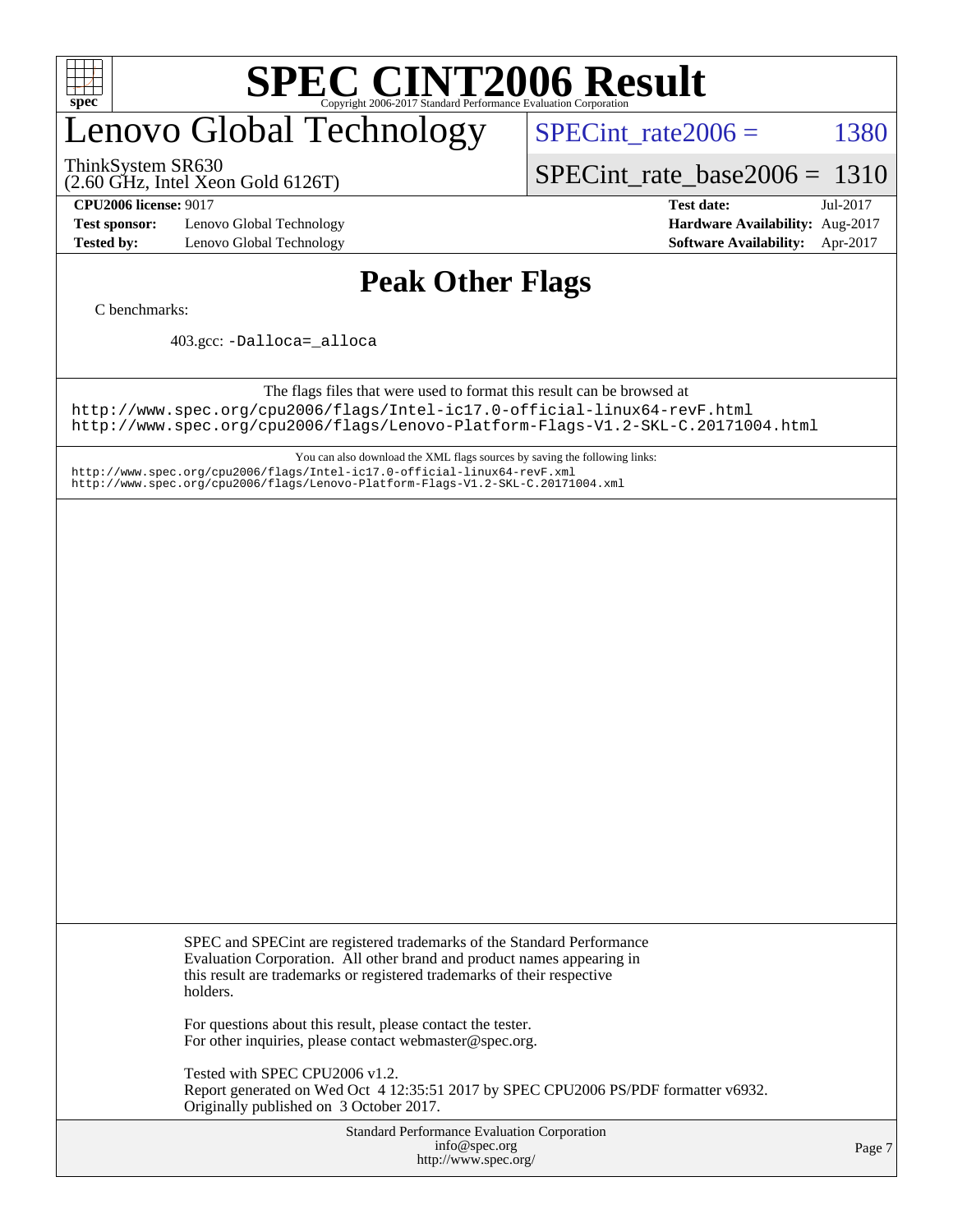# Lenovo Global Technology

ThinkSystem SR630
(2.60 GHz, Intel Xeon Gold 6126T)

SPECint_rate2006 = 1380

SPECint_rate_base2006 = 1310

**CPU2006 license:** 9017
**Test sponsor:** Lenovo Global Technology
**Tested by:** Lenovo Global Technology

**Test date:** Jul-2017
**Hardware Availability:** Aug-2017
**Software Availability:** Apr-2017

## Peak Other Flags

C benchmarks:

403.gcc: -Dalloca=_alloca

The flags files that were used to format this result can be browsed at
http://www.spec.org/cpu2006/flags/Intel-ic17.0-official-linux64-revF.html
http://www.spec.org/cpu2006/flags/Lenovo-Platform-Flags-V1.2-SKL-C.20171004.html

You can also download the XML flags sources by saving the following links:
http://www.spec.org/cpu2006/flags/Intel-ic17.0-official-linux64-revF.xml
http://www.spec.org/cpu2006/flags/Lenovo-Platform-Flags-V1.2-SKL-C.20171004.xml

SPEC and SPECint are registered trademarks of the Standard Performance Evaluation Corporation. All other brand and product names appearing in this result are trademarks or registered trademarks of their respective holders.

For questions about this result, please contact the tester.
For other inquiries, please contact webmaster@spec.org.

Tested with SPEC CPU2006 v1.2.
Report generated on Wed Oct 4 12:35:51 2017 by SPEC CPU2006 PS/PDF formatter v6932.
Originally published on 3 October 2017.